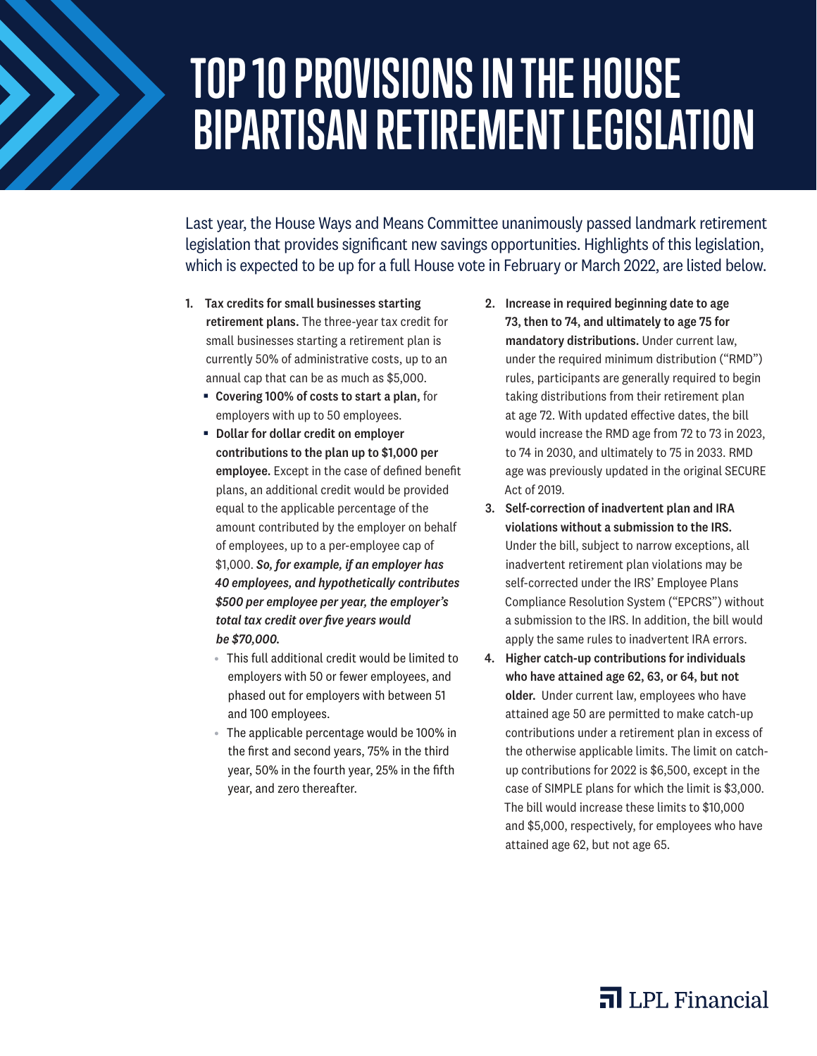# TOP 10 PROVISIONS IN THE HOUSE BIPARTISAN RETIREMENT LEGISLATION

Last year, the House Ways and Means Committee unanimously passed landmark retirement legislation that provides significant new savings opportunities. Highlights of this legislation, which is expected to be up for a full House vote in February or March 2022, are listed below.

1. **Tax credits for small businesses starting retirement plans.** The three-year tax credit for small businesses starting a retirement plan is currently 50% of administrative costs, up to an annual cap that can be as much as $5,000.
   - **Covering 100% of costs to start a plan,** for employers with up to 50 employees.
   - **Dollar for dollar credit on employer contributions to the plan up to $1,000 per employee.** Except in the case of defined benefit plans, an additional credit would be provided equal to the applicable percentage of the amount contributed by the employer on behalf of employees, up to a per-employee cap of $1,000. ***So, for example, if an employer has 40 employees, and hypothetically contributes $500 per employee per year, the employer's total tax credit over five years would be $70,000.***
     - This full additional credit would be limited to employers with 50 or fewer employees, and phased out for employers with between 51 and 100 employees.
     - The applicable percentage would be 100% in the first and second years, 75% in the third year, 50% in the fourth year, 25% in the fifth year, and zero thereafter.

2. **Increase in required beginning date to age 73, then to 74, and ultimately to age 75 for mandatory distributions.** Under current law, under the required minimum distribution ("RMD") rules, participants are generally required to begin taking distributions from their retirement plan at age 72. With updated effective dates, the bill would increase the RMD age from 72 to 73 in 2023, to 74 in 2030, and ultimately to 75 in 2033. RMD age was previously updated in the original SECURE Act of 2019.

3. **Self-correction of inadvertent plan and IRA violations without a submission to the IRS.** Under the bill, subject to narrow exceptions, all inadvertent retirement plan violations may be self-corrected under the IRS' Employee Plans Compliance Resolution System ("EPCRS") without a submission to the IRS. In addition, the bill would apply the same rules to inadvertent IRA errors.

4. **Higher catch-up contributions for individuals who have attained age 62, 63, or 64, but not older.** Under current law, employees who have attained age 50 are permitted to make catch-up contributions under a retirement plan in excess of the otherwise applicable limits. The limit on catch-up contributions for 2022 is $6,500, except in the case of SIMPLE plans for which the limit is $3,000. The bill would increase these limits to $10,000 and $5,000, respectively, for employees who have attained age 62, but not age 65.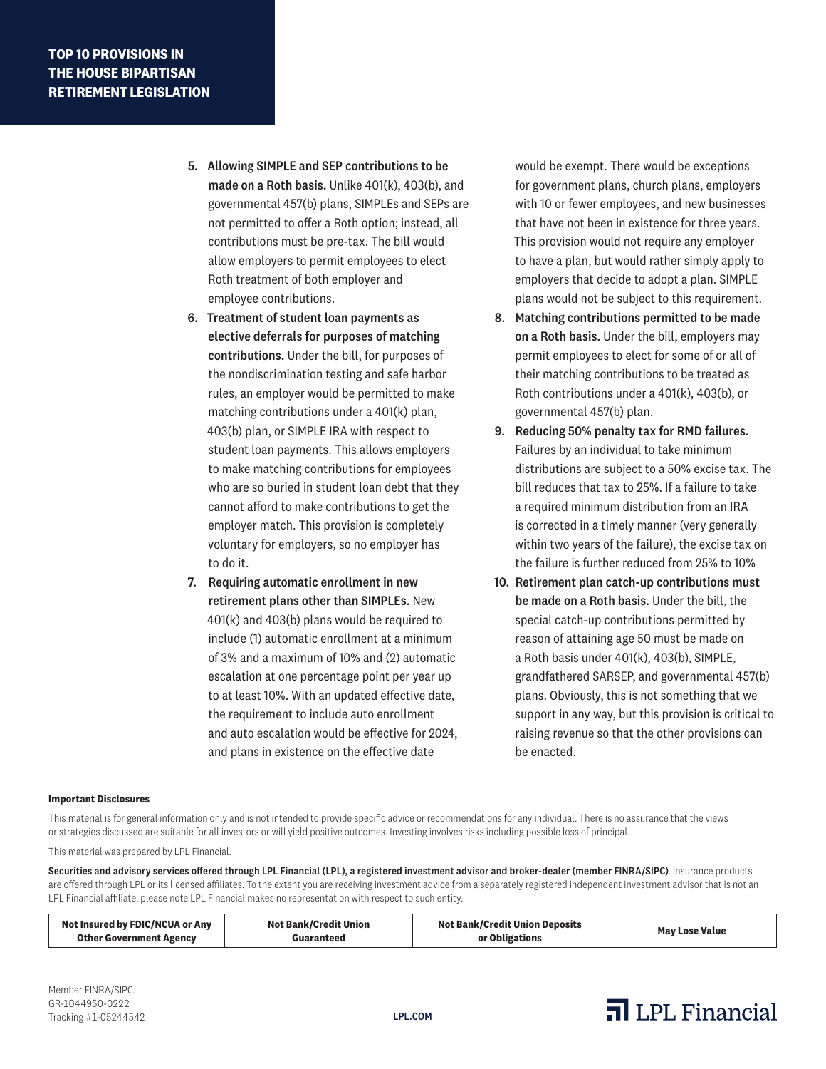# TOP 10 PROVISIONS IN THE HOUSE BIPARTISAN RETIREMENT LEGISLATION

5. **Allowing SIMPLE and SEP contributions to be made on a Roth basis.** Unlike 401(k), 403(b), and governmental 457(b) plans, SIMPLEs and SEPs are not permitted to offer a Roth option; instead, all contributions must be pre-tax. The bill would allow employers to permit employees to elect Roth treatment of both employer and employee contributions.
6. **Treatment of student loan payments as elective deferrals for purposes of matching contributions.** Under the bill, for purposes of the nondiscrimination testing and safe harbor rules, an employer would be permitted to make matching contributions under a 401(k) plan, 403(b) plan, or SIMPLE IRA with respect to student loan payments. This allows employers to make matching contributions for employees who are so buried in student loan debt that they cannot afford to make contributions to get the employer match. This provision is completely voluntary for employers, so no employer has to do it.
7. **Requiring automatic enrollment in new retirement plans other than SIMPLEs.** New 401(k) and 403(b) plans would be required to include (1) automatic enrollment at a minimum of 3% and a maximum of 10% and (2) automatic escalation at one percentage point per year up to at least 10%. With an updated effective date, the requirement to include auto enrollment and auto escalation would be effective for 2024, and plans in existence on the effective date would be exempt. There would be exceptions for government plans, church plans, employers with 10 or fewer employees, and new businesses that have not been in existence for three years. This provision would not require any employer to have a plan, but would rather simply apply to employers that decide to adopt a plan. SIMPLE plans would not be subject to this requirement.
8. **Matching contributions permitted to be made on a Roth basis.** Under the bill, employers may permit employees to elect for some of or all of their matching contributions to be treated as Roth contributions under a 401(k), 403(b), or governmental 457(b) plan.
9. **Reducing 50% penalty tax for RMD failures.** Failures by an individual to take minimum distributions are subject to a 50% excise tax. The bill reduces that tax to 25%. If a failure to take a required minimum distribution from an IRA is corrected in a timely manner (very generally within two years of the failure), the excise tax on the failure is further reduced from 25% to 10%
10. **Retirement plan catch-up contributions must be made on a Roth basis.** Under the bill, the special catch-up contributions permitted by reason of attaining age 50 must be made on a Roth basis under 401(k), 403(b), SIMPLE, grandfathered SARSEP, and governmental 457(b) plans. Obviously, this is not something that we support in any way, but this provision is critical to raising revenue so that the other provisions can be enacted.

**Important Disclosures**

This material is for general information only and is not intended to provide specific advice or recommendations for any individual. There is no assurance that the views or strategies discussed are suitable for all investors or will yield positive outcomes. Investing involves risks including possible loss of principal.

This material was prepared by LPL Financial.

**Securities and advisory services offered through LPL Financial (LPL), a registered investment advisor and broker-dealer (member FINRA/SIPC)**. Insurance products are offered through LPL or its licensed affiliates. To the extent you are receiving investment advice from a separately registered independent investment advisor that is not an LPL Financial affiliate, please note LPL Financial makes no representation with respect to such entity.

| | | | |
|---|---|---|---|
| **Not Insured by FDIC/NCUA or Any Other Government Agency** | **Not Bank/Credit Union Guaranteed** | **Not Bank/Credit Union Deposits or Obligations** | **May Lose Value** |

Member FINRA/SIPC.
GR-1044950-0222
Tracking #1-05244542

LPL.COM

LPL Financial